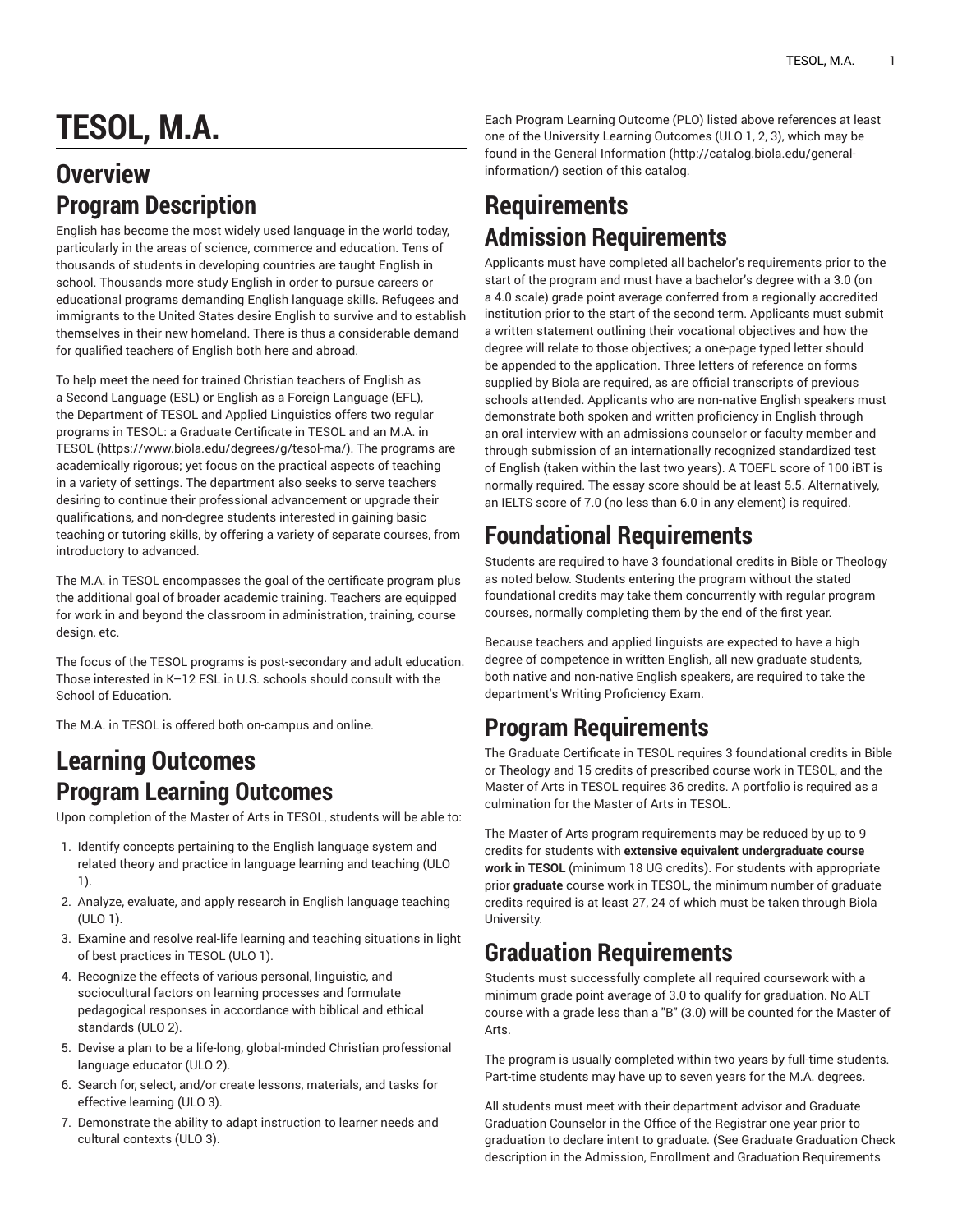# TESOL, M.A.

## Overview

## Program Description

English has become the most widely used language in the world today, particularly in the areas of science, commerce and education. Tens of thousands of students in developing countries are taught English in school. Thousands more study English in order to pursue careers or educational programs demanding English language skills. Refugees and immigrants to the United States desire English to survive and to establish themselves in their new homeland. There is thus a considerable demand for qualified teachers of English both here and abroad.

To help meet the need for trained Christian teachers of English as a Second Language (ESL) or English as a Foreign Language (EFL), the Department of TESOL and Applied Linguistics offers two regular programs in TESOL: a Graduate Certificate in TESOL and an M.A. in TESOL (https://www.biola.edu/degrees/g/tesol-ma/). The programs are academically rigorous; yet focus on the practical aspects of teaching in a variety of settings. The department also seeks to serve teachers desiring to continue their professional advancement or upgrade their qualifications, and non-degree students interested in gaining basic teaching or tutoring skills, by offering a variety of separate courses, from introductory to advanced.

The M.A. in TESOL encompasses the goal of the certificate program plus the additional goal of broader academic training. Teachers are equipped for work in and beyond the classroom in administration, training, course design, etc.

The focus of the TESOL programs is post-secondary and adult education. Those interested in K–12 ESL in U.S. schools should consult with the School of Education.

The M.A. in TESOL is offered both on-campus and online.

## Learning Outcomes

## Program Learning Outcomes

Upon completion of the Master of Arts in TESOL, students will be able to:

1. Identify concepts pertaining to the English language system and related theory and practice in language learning and teaching (ULO 1).
2. Analyze, evaluate, and apply research in English language teaching (ULO 1).
3. Examine and resolve real-life learning and teaching situations in light of best practices in TESOL (ULO 1).
4. Recognize the effects of various personal, linguistic, and sociocultural factors on learning processes and formulate pedagogical responses in accordance with biblical and ethical standards (ULO 2).
5. Devise a plan to be a life-long, global-minded Christian professional language educator (ULO 2).
6. Search for, select, and/or create lessons, materials, and tasks for effective learning (ULO 3).
7. Demonstrate the ability to adapt instruction to learner needs and cultural contexts (ULO 3).

Each Program Learning Outcome (PLO) listed above references at least one of the University Learning Outcomes (ULO 1, 2, 3), which may be found in the General Information (http://catalog.biola.edu/general-information/) section of this catalog.

## Requirements

## Admission Requirements

Applicants must have completed all bachelor's requirements prior to the start of the program and must have a bachelor's degree with a 3.0 (on a 4.0 scale) grade point average conferred from a regionally accredited institution prior to the start of the second term. Applicants must submit a written statement outlining their vocational objectives and how the degree will relate to those objectives; a one-page typed letter should be appended to the application. Three letters of reference on forms supplied by Biola are required, as are official transcripts of previous schools attended. Applicants who are non-native English speakers must demonstrate both spoken and written proficiency in English through an oral interview with an admissions counselor or faculty member and through submission of an internationally recognized standardized test of English (taken within the last two years). A TOEFL score of 100 iBT is normally required. The essay score should be at least 5.5. Alternatively, an IELTS score of 7.0 (no less than 6.0 in any element) is required.

## Foundational Requirements

Students are required to have 3 foundational credits in Bible or Theology as noted below. Students entering the program without the stated foundational credits may take them concurrently with regular program courses, normally completing them by the end of the first year.

Because teachers and applied linguists are expected to have a high degree of competence in written English, all new graduate students, both native and non-native English speakers, are required to take the department's Writing Proficiency Exam.

## Program Requirements

The Graduate Certificate in TESOL requires 3 foundational credits in Bible or Theology and 15 credits of prescribed course work in TESOL, and the Master of Arts in TESOL requires 36 credits. A portfolio is required as a culmination for the Master of Arts in TESOL.

The Master of Arts program requirements may be reduced by up to 9 credits for students with **extensive equivalent undergraduate course work in TESOL** (minimum 18 UG credits). For students with appropriate prior **graduate** course work in TESOL, the minimum number of graduate credits required is at least 27, 24 of which must be taken through Biola University.

## Graduation Requirements

Students must successfully complete all required coursework with a minimum grade point average of 3.0 to qualify for graduation. No ALT course with a grade less than a "B" (3.0) will be counted for the Master of Arts.

The program is usually completed within two years by full-time students. Part-time students may have up to seven years for the M.A. degrees.

All students must meet with their department advisor and Graduate Graduation Counselor in the Office of the Registrar one year prior to graduation to declare intent to graduate. (See Graduate Graduation Check description in the Admission, Enrollment and Graduation Requirements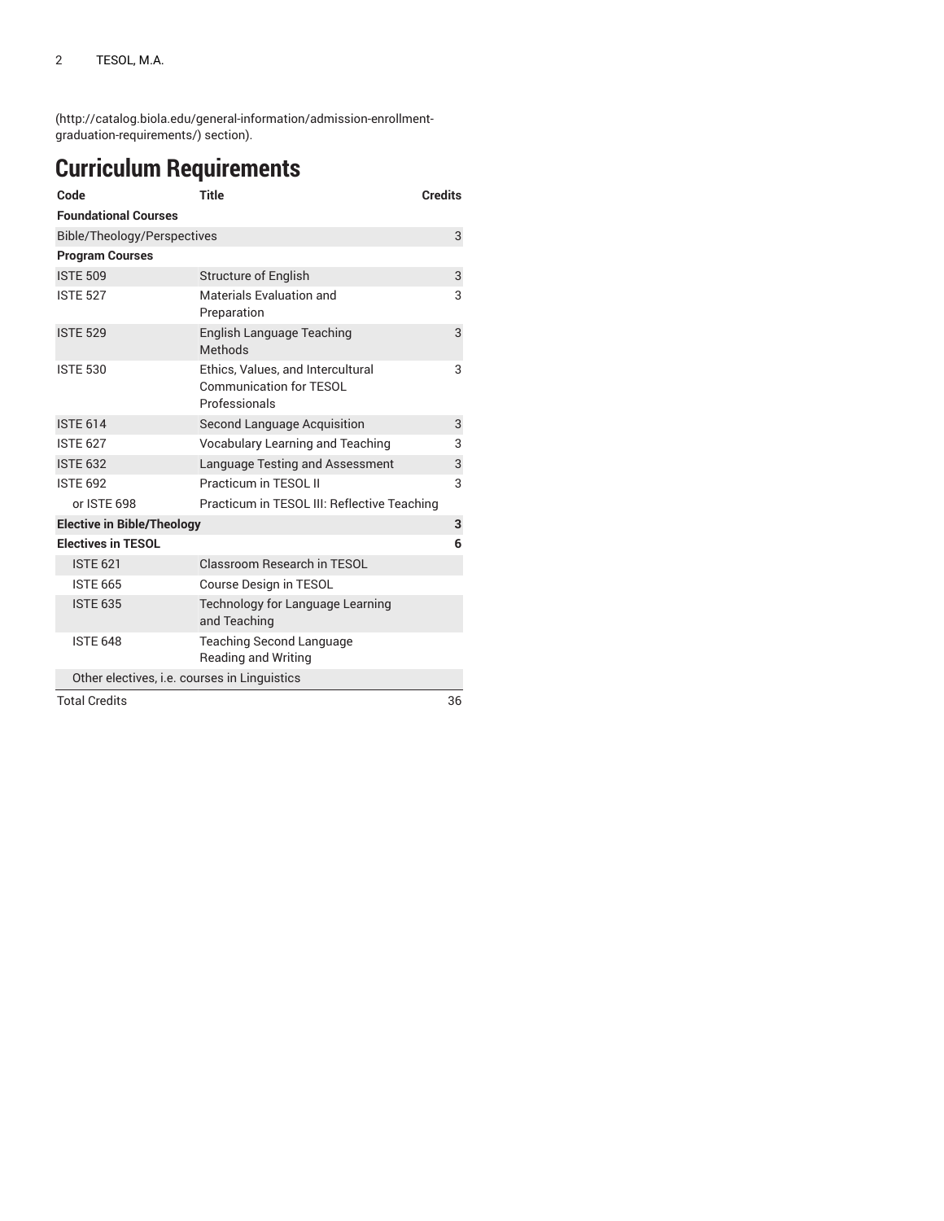(http://catalog.biola.edu/general-information/admission-enrollment-graduation-requirements/) section).

# Curriculum Requirements

| Code | Title | Credits |
| --- | --- | --- |
| **Foundational Courses** | | |
| Bible/Theology/Perspectives | | 3 |
| **Program Courses** | | |
| ISTE 509 | Structure of English | 3 |
| ISTE 527 | Materials Evaluation and Preparation | 3 |
| ISTE 529 | English Language Teaching Methods | 3 |
| ISTE 530 | Ethics, Values, and Intercultural Communication for TESOL Professionals | 3 |
| ISTE 614 | Second Language Acquisition | 3 |
| ISTE 627 | Vocabulary Learning and Teaching | 3 |
| ISTE 632 | Language Testing and Assessment | 3 |
| ISTE 692 | Practicum in TESOL II | 3 |
| or ISTE 698 | Practicum in TESOL III: Reflective Teaching | |
| **Elective in Bible/Theology** | | **3** |
| **Electives in TESOL** | | **6** |
| ISTE 621 | Classroom Research in TESOL | |
| ISTE 665 | Course Design in TESOL | |
| ISTE 635 | Technology for Language Learning and Teaching | |
| ISTE 648 | Teaching Second Language Reading and Writing | |
| Other electives, i.e. courses in Linguistics | | |
| Total Credits | | 36 |